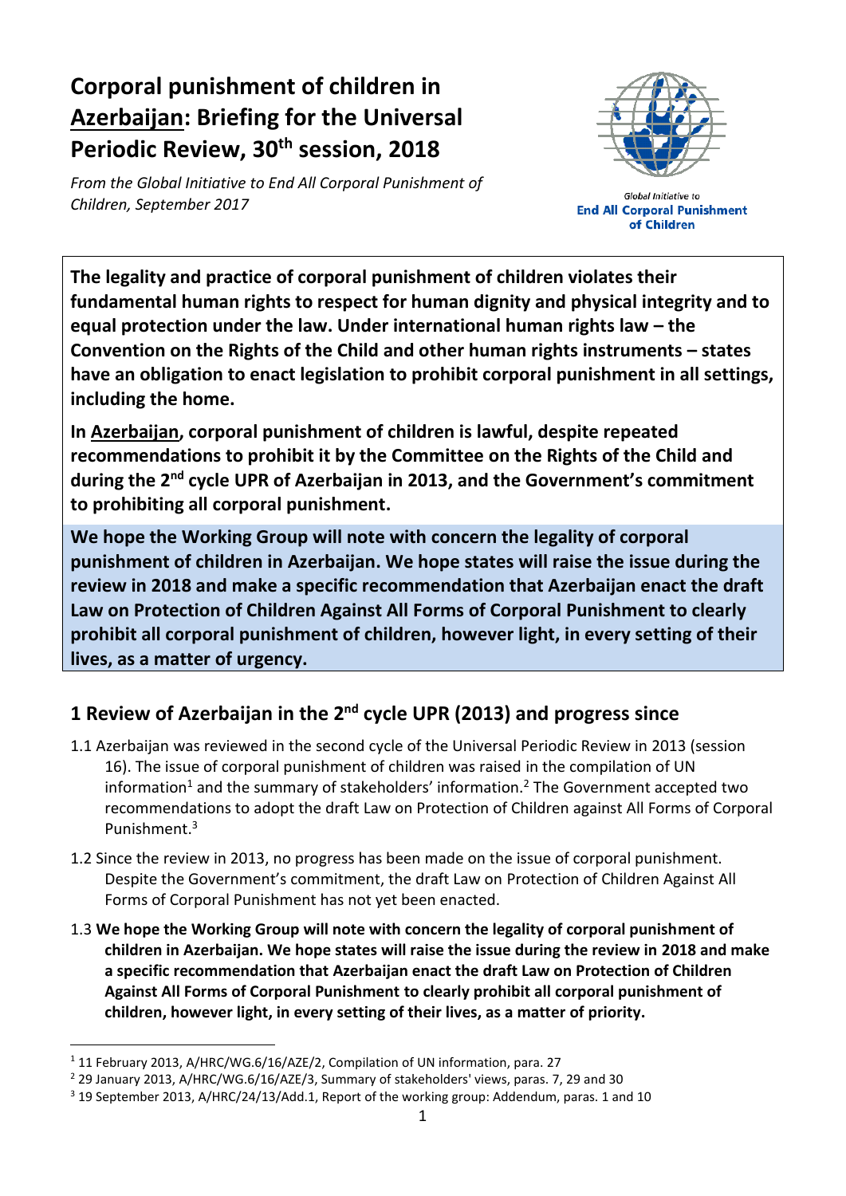# Corporal punishment of children in Azerbaijan: Briefing for the Universal Periodic Review, 30th session, 2018

*From the Global Initiative to End All Corporal Punishment of Children, September 2017*

Global Initiative to **End All Corporal Punishment of Children**

**The legality and practice of corporal punishment of children violates their fundamental human rights to respect for human dignity and physical integrity and to equal protection under the law. Under international human rights law – the Convention on the Rights of the Child and other human rights instruments – states have an obligation to enact legislation to prohibit corporal punishment in all settings, including the home.**

**In Azerbaijan, corporal punishment of children is lawful, despite repeated recommendations to prohibit it by the Committee on the Rights of the Child and during the 2nd cycle UPR of Azerbaijan in 2013, and the Government's commitment to prohibiting all corporal punishment.**

**We hope the Working Group will note with concern the legality of corporal punishment of children in Azerbaijan. We hope states will raise the issue during the review in 2018 and make a specific recommendation that Azerbaijan enact the draft Law on Protection of Children Against All Forms of Corporal Punishment to clearly prohibit all corporal punishment of children, however light, in every setting of their lives, as a matter of urgency.**

## 1 Review of Azerbaijan in the 2nd cycle UPR (2013) and progress since

1.1 Azerbaijan was reviewed in the second cycle of the Universal Periodic Review in 2013 (session 16). The issue of corporal punishment of children was raised in the compilation of UN information[1] and the summary of stakeholders' information.[2] The Government accepted two recommendations to adopt the draft Law on Protection of Children against All Forms of Corporal Punishment.[3]

1.2 Since the review in 2013, no progress has been made on the issue of corporal punishment. Despite the Government's commitment, the draft Law on Protection of Children Against All Forms of Corporal Punishment has not yet been enacted.

1.3 **We hope the Working Group will note with concern the legality of corporal punishment of children in Azerbaijan. We hope states will raise the issue during the review in 2018 and make a specific recommendation that Azerbaijan enact the draft Law on Protection of Children Against All Forms of Corporal Punishment to clearly prohibit all corporal punishment of children, however light, in every setting of their lives, as a matter of priority.**

---

[1] 11 February 2013, A/HRC/WG.6/16/AZE/2, Compilation of UN information, para. 27

[2] 29 January 2013, A/HRC/WG.6/16/AZE/3, Summary of stakeholders' views, paras. 7, 29 and 30

[3] 19 September 2013, A/HRC/24/13/Add.1, Report of the working group: Addendum, paras. 1 and 10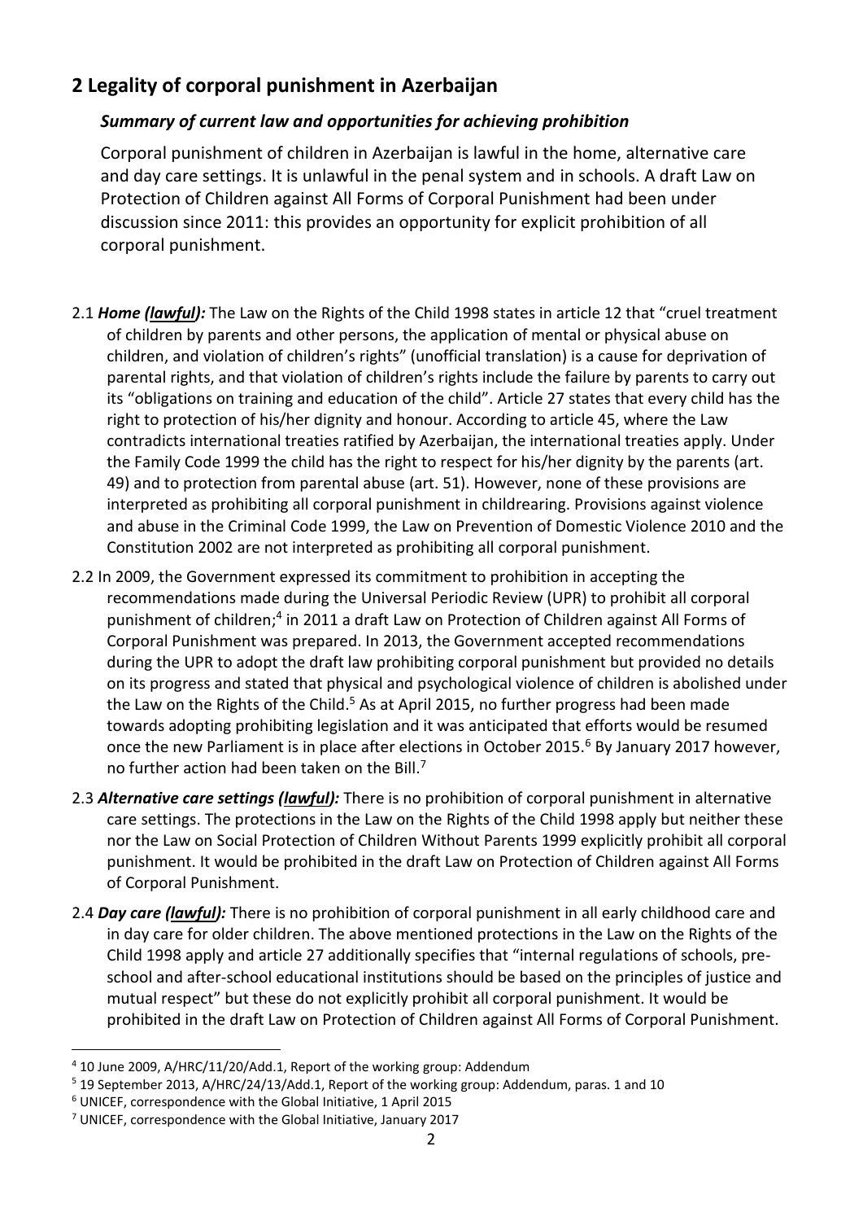## 2 Legality of corporal punishment in Azerbaijan

### *Summary of current law and opportunities for achieving prohibition*

Corporal punishment of children in Azerbaijan is lawful in the home, alternative care and day care settings. It is unlawful in the penal system and in schools. A draft Law on Protection of Children against All Forms of Corporal Punishment had been under discussion since 2011: this provides an opportunity for explicit prohibition of all corporal punishment.

2.1 ***Home (lawful):*** The Law on the Rights of the Child 1998 states in article 12 that "cruel treatment of children by parents and other persons, the application of mental or physical abuse on children, and violation of children's rights" (unofficial translation) is a cause for deprivation of parental rights, and that violation of children's rights include the failure by parents to carry out its "obligations on training and education of the child". Article 27 states that every child has the right to protection of his/her dignity and honour. According to article 45, where the Law contradicts international treaties ratified by Azerbaijan, the international treaties apply. Under the Family Code 1999 the child has the right to respect for his/her dignity by the parents (art. 49) and to protection from parental abuse (art. 51). However, none of these provisions are interpreted as prohibiting all corporal punishment in childrearing. Provisions against violence and abuse in the Criminal Code 1999, the Law on Prevention of Domestic Violence 2010 and the Constitution 2002 are not interpreted as prohibiting all corporal punishment.

2.2 In 2009, the Government expressed its commitment to prohibition in accepting the recommendations made during the Universal Periodic Review (UPR) to prohibit all corporal punishment of children;[4] in 2011 a draft Law on Protection of Children against All Forms of Corporal Punishment was prepared. In 2013, the Government accepted recommendations during the UPR to adopt the draft law prohibiting corporal punishment but provided no details on its progress and stated that physical and psychological violence of children is abolished under the Law on the Rights of the Child.[5] As at April 2015, no further progress had been made towards adopting prohibiting legislation and it was anticipated that efforts would be resumed once the new Parliament is in place after elections in October 2015.[6] By January 2017 however, no further action had been taken on the Bill.[7]

2.3 ***Alternative care settings (lawful):*** There is no prohibition of corporal punishment in alternative care settings. The protections in the Law on the Rights of the Child 1998 apply but neither these nor the Law on Social Protection of Children Without Parents 1999 explicitly prohibit all corporal punishment. It would be prohibited in the draft Law on Protection of Children against All Forms of Corporal Punishment.

2.4 ***Day care (lawful):*** There is no prohibition of corporal punishment in all early childhood care and in day care for older children. The above mentioned protections in the Law on the Rights of the Child 1998 apply and article 27 additionally specifies that "internal regulations of schools, pre-school and after-school educational institutions should be based on the principles of justice and mutual respect" but these do not explicitly prohibit all corporal punishment. It would be prohibited in the draft Law on Protection of Children against All Forms of Corporal Punishment.

---

[4] 10 June 2009, A/HRC/11/20/Add.1, Report of the working group: Addendum

[5] 19 September 2013, A/HRC/24/13/Add.1, Report of the working group: Addendum, paras. 1 and 10

[6] UNICEF, correspondence with the Global Initiative, 1 April 2015

[7] UNICEF, correspondence with the Global Initiative, January 2017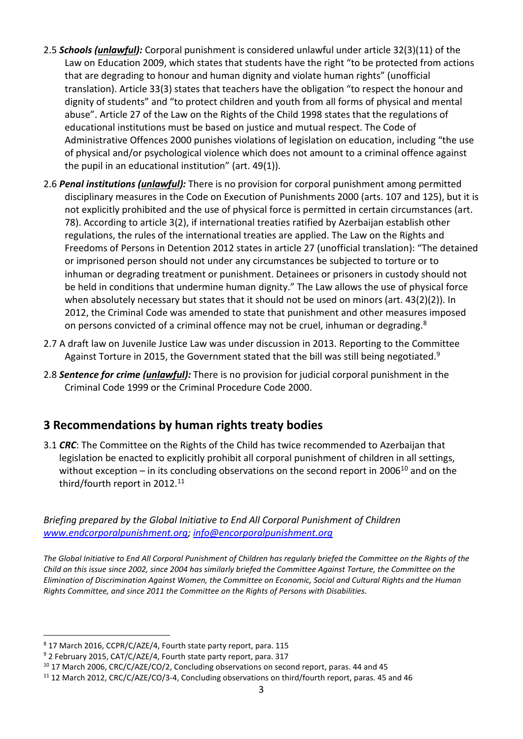2.5 ***Schools (unlawful):*** Corporal punishment is considered unlawful under article 32(3)(11) of the Law on Education 2009, which states that students have the right "to be protected from actions that are degrading to honour and human dignity and violate human rights" (unofficial translation). Article 33(3) states that teachers have the obligation "to respect the honour and dignity of students" and "to protect children and youth from all forms of physical and mental abuse". Article 27 of the Law on the Rights of the Child 1998 states that the regulations of educational institutions must be based on justice and mutual respect. The Code of Administrative Offences 2000 punishes violations of legislation on education, including "the use of physical and/or psychological violence which does not amount to a criminal offence against the pupil in an educational institution" (art. 49(1)).

2.6 ***Penal institutions (unlawful):*** There is no provision for corporal punishment among permitted disciplinary measures in the Code on Execution of Punishments 2000 (arts. 107 and 125), but it is not explicitly prohibited and the use of physical force is permitted in certain circumstances (art. 78). According to article 3(2), if international treaties ratified by Azerbaijan establish other regulations, the rules of the international treaties are applied. The Law on the Rights and Freedoms of Persons in Detention 2012 states in article 27 (unofficial translation): "The detained or imprisoned person should not under any circumstances be subjected to torture or to inhuman or degrading treatment or punishment. Detainees or prisoners in custody should not be held in conditions that undermine human dignity." The Law allows the use of physical force when absolutely necessary but states that it should not be used on minors (art. 43(2)(2)). In 2012, the Criminal Code was amended to state that punishment and other measures imposed on persons convicted of a criminal offence may not be cruel, inhuman or degrading.[8]

2.7 A draft law on Juvenile Justice Law was under discussion in 2013. Reporting to the Committee Against Torture in 2015, the Government stated that the bill was still being negotiated.[9]

2.8 ***Sentence for crime (unlawful):*** There is no provision for judicial corporal punishment in the Criminal Code 1999 or the Criminal Procedure Code 2000.

## 3 Recommendations by human rights treaty bodies

3.1 ***CRC***: The Committee on the Rights of the Child has twice recommended to Azerbaijan that legislation be enacted to explicitly prohibit all corporal punishment of children in all settings, without exception – in its concluding observations on the second report in 2006[10] and on the third/fourth report in 2012.[11]

*Briefing prepared by the Global Initiative to End All Corporal Punishment of Children*
*www.endcorporalpunishment.org; info@encorporalpunishment.org*

*The Global Initiative to End All Corporal Punishment of Children has regularly briefed the Committee on the Rights of the Child on this issue since 2002, since 2004 has similarly briefed the Committee Against Torture, the Committee on the Elimination of Discrimination Against Women, the Committee on Economic, Social and Cultural Rights and the Human Rights Committee, and since 2011 the Committee on the Rights of Persons with Disabilities.*

---

[8] 17 March 2016, CCPR/C/AZE/4, Fourth state party report, para. 115

[9] 2 February 2015, CAT/C/AZE/4, Fourth state party report, para. 317

[10] 17 March 2006, CRC/C/AZE/CO/2, Concluding observations on second report, paras. 44 and 45

[11] 12 March 2012, CRC/C/AZE/CO/3-4, Concluding observations on third/fourth report, paras. 45 and 46